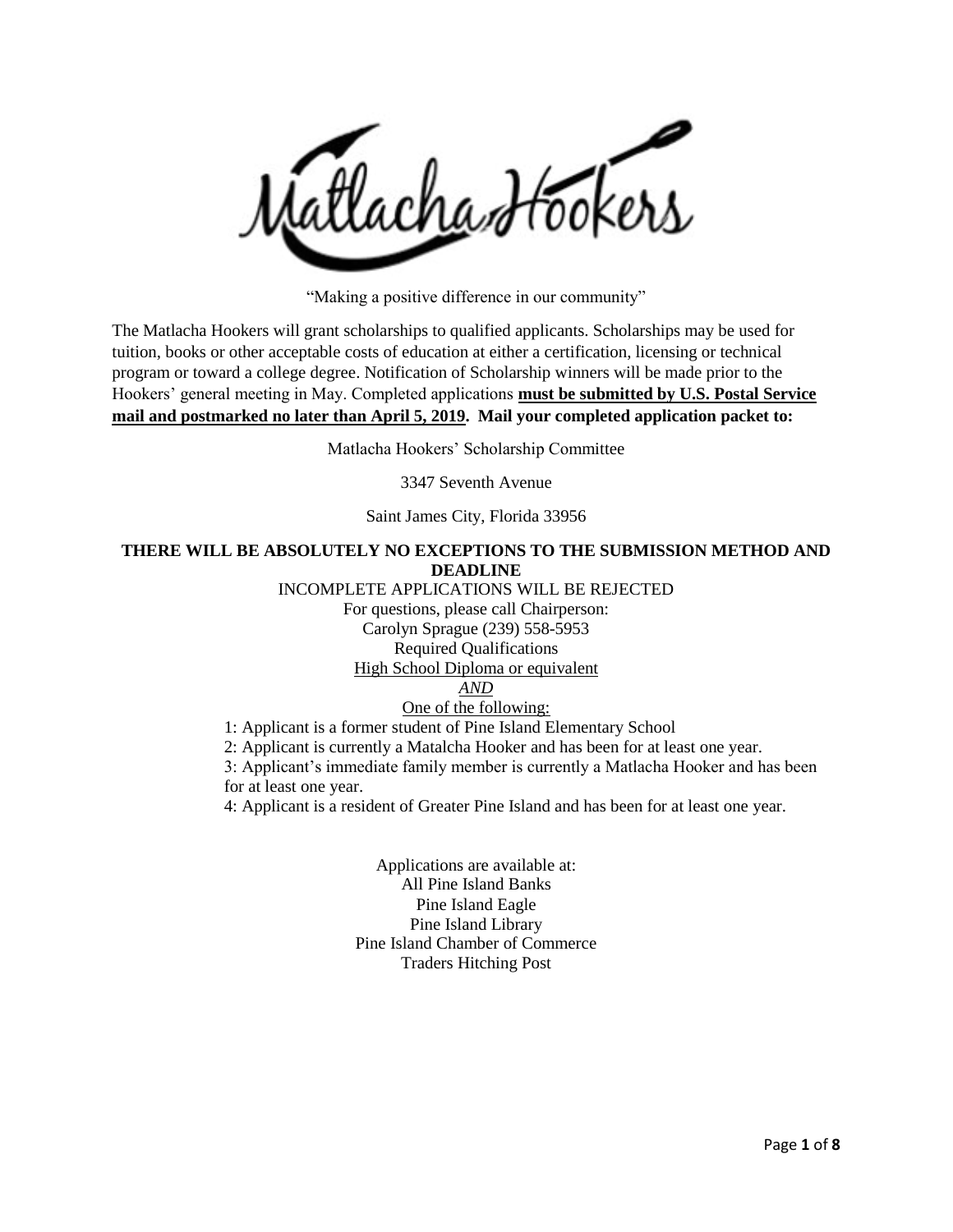# Matlacha Hookers

"Making a positive difference in our community"

The Matlacha Hookers will grant scholarships to qualified applicants. Scholarships may be used for tuition, books or other acceptable costs of education at either a certification, licensing or technical program or toward a college degree. Notification of Scholarship winners will be made prior to the Hookers' general meeting in May. Completed applications **must be submitted by U.S. Postal Service mail and postmarked no later than April 5, 2019. Mail your completed application packet to:**

Matlacha Hookers' Scholarship Committee

3347 Seventh Avenue

Saint James City, Florida 33956

**THERE WILL BE ABSOLUTELY NO EXCEPTIONS TO THE SUBMISSION METHOD AND DEADLINE**

INCOMPLETE APPLICATIONS WILL BE REJECTED

For questions, please call Chairperson:

Carolyn Sprague (239) 558-5953

Required Qualifications

High School Diploma or equivalent

*AND*

One of the following:

1: Applicant is a former student of Pine Island Elementary School

2: Applicant is currently a Matalcha Hooker and has been for at least one year.

3: Applicant's immediate family member is currently a Matlacha Hooker and has been for at least one year.

4: Applicant is a resident of Greater Pine Island and has been for at least one year.

Applications are available at:

All Pine Island Banks

Pine Island Eagle

Pine Island Library

Pine Island Chamber of Commerce

Traders Hitching Post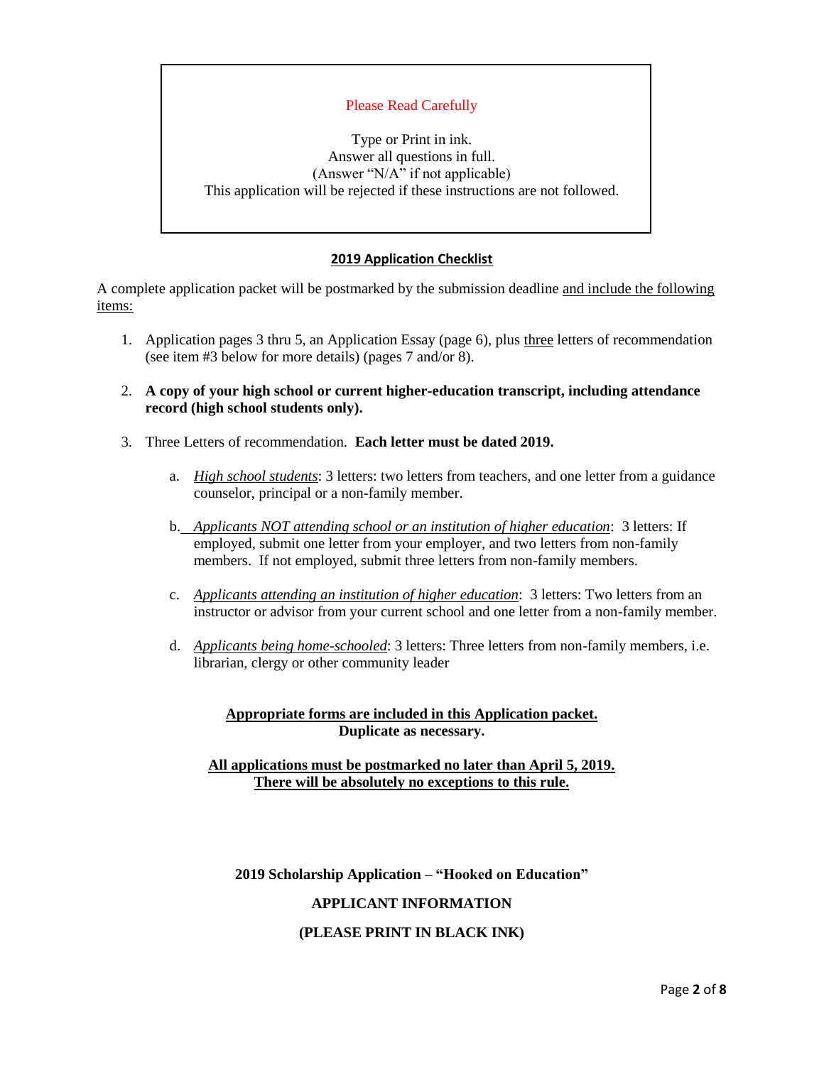Please Read Carefully

Type or Print in ink.
Answer all questions in full.
(Answer "N/A" if not applicable)
This application will be rejected if these instructions are not followed.

## 2019 Application Checklist

A complete application packet will be postmarked by the submission deadline and include the following items:

1. Application pages 3 thru 5, an Application Essay (page 6), plus three letters of recommendation (see item #3 below for more details) (pages 7 and/or 8).
2. **A copy of your high school or current higher-education transcript, including attendance record (high school students only).**
3. Three Letters of recommendation. **Each letter must be dated 2019.**
   a. *High school students*: 3 letters: two letters from teachers, and one letter from a guidance counselor, principal or a non-family member.
   b. *Applicants NOT attending school or an institution of higher education*: 3 letters: If employed, submit one letter from your employer, and two letters from non-family members. If not employed, submit three letters from non-family members.
   c. *Applicants attending an institution of higher education*: 3 letters: Two letters from an instructor or advisor from your current school and one letter from a non-family member.
   d. *Applicants being home-schooled*: 3 letters: Three letters from non-family members, i.e. librarian, clergy or other community leader

**Appropriate forms are included in this Application packet.**
**Duplicate as necessary.**

**All applications must be postmarked no later than April 5, 2019.**
**There will be absolutely no exceptions to this rule.**

**2019 Scholarship Application – "Hooked on Education"**

**APPLICANT INFORMATION**

**(PLEASE PRINT IN BLACK INK)**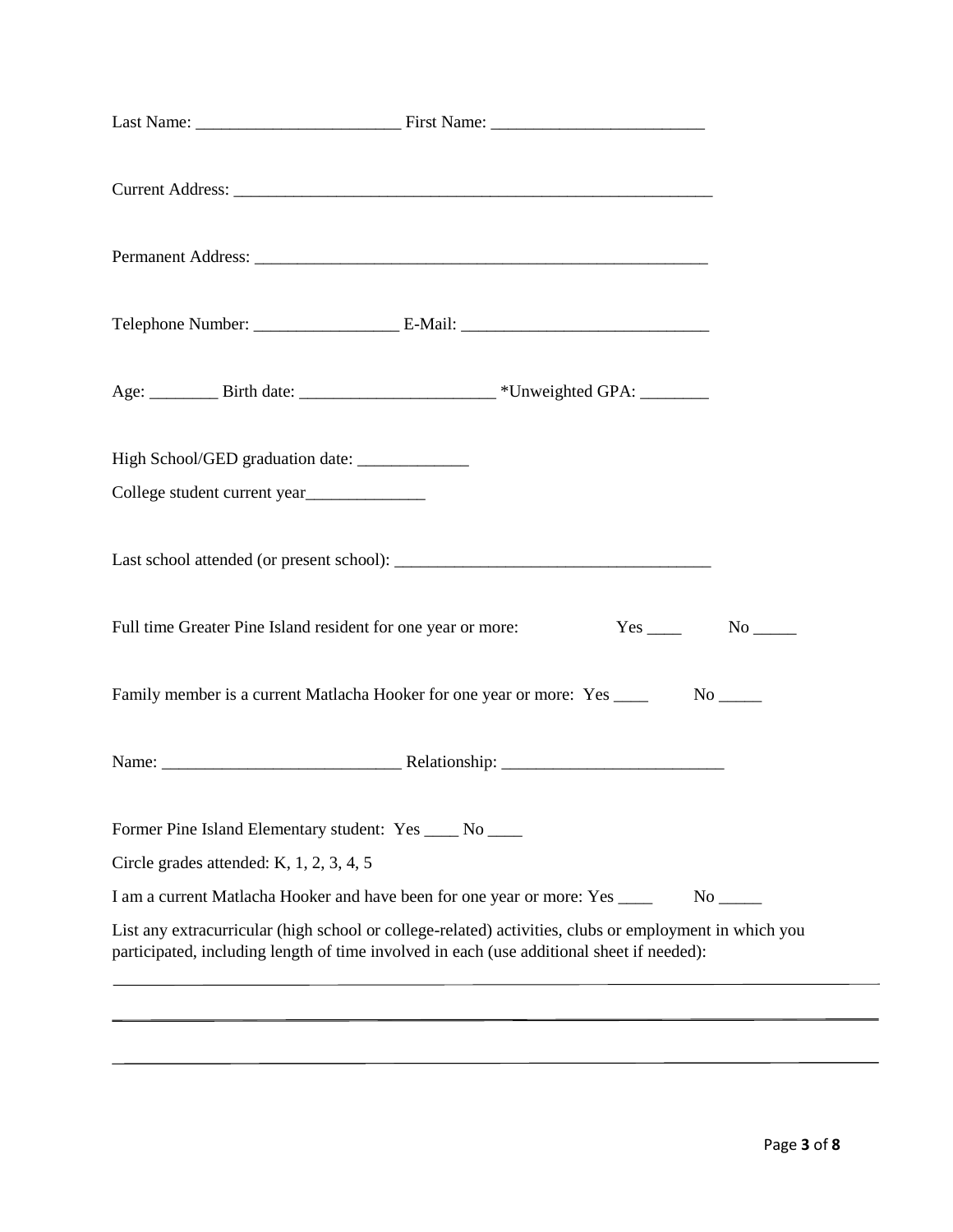Last Name: ________________________ First Name: ________________________

Current Address: __________________________________________________________

Permanent Address: _______________________________________________________

Telephone Number: _________________ E-Mail: ____________________________

Age: ________ Birth date: ______________________ *Unweighted GPA: ________

High School/GED graduation date: _____________

College student current year______________

Last school attended (or present school): _____________________________________

Full time Greater Pine Island resident for one year or more: Yes ____ No _____

Family member is a current Matlacha Hooker for one year or more: Yes ____ No _____

Name: ___________________________ Relationship: _________________________

Former Pine Island Elementary student: Yes ____ No ____

Circle grades attended: K, 1, 2, 3, 4, 5

I am a current Matlacha Hooker and have been for one year or more: Yes ____ No _____

List any extracurricular (high school or college-related) activities, clubs or employment in which you participated, including length of time involved in each (use additional sheet if needed):

______________________________________________________________________________

______________________________________________________________________________

______________________________________________________________________________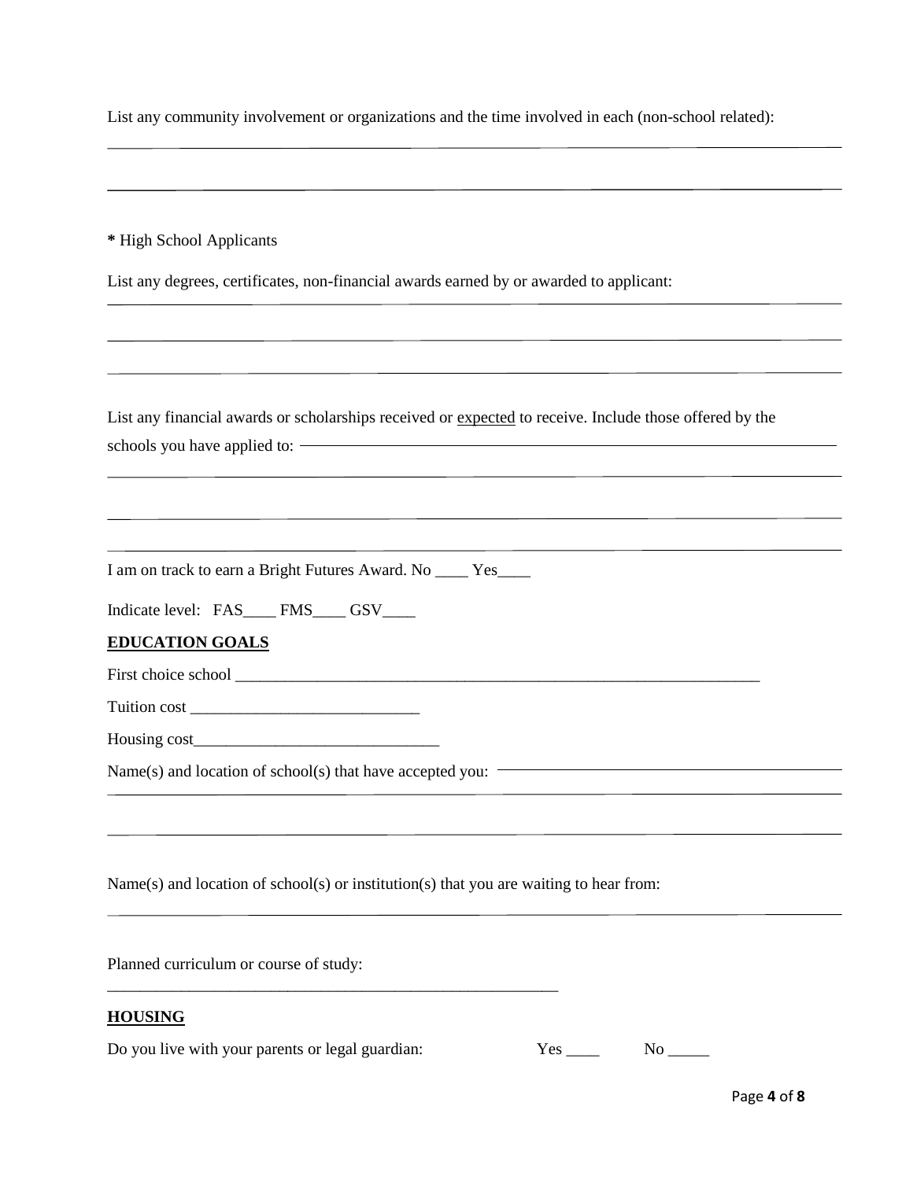List any community involvement or organizations and the time involved in each (non-school related):

______________________________________________________________________________

______________________________________________________________________________

**\*** High School Applicants

List any degrees, certificates, non-financial awards earned by or awarded to applicant:

______________________________________________________________________________

______________________________________________________________________________

______________________________________________________________________________

List any financial awards or scholarships received or <u>expected</u> to receive. Include those offered by the schools you have applied to: ________________________________________________

______________________________________________________________________________

______________________________________________________________________________

______________________________________________________________________________

I am on track to earn a Bright Futures Award. No ____ Yes____

Indicate level: FAS____ FMS____ GSV____

**<u>EDUCATION GOALS</u>**

First choice school _________________________________________________________________

Tuition cost ___________________________

Housing cost_____________________________

Name(s) and location of school(s) that have accepted you: ___________________________

______________________________________________________________________________

______________________________________________________________________________

Name(s) and location of school(s) or institution(s) that you are waiting to hear from:

______________________________________________________________________________

Planned curriculum or course of study:

________________________________________________________

**<u>HOUSING</u>**

Do you live with your parents or legal guardian: Yes ____ No _____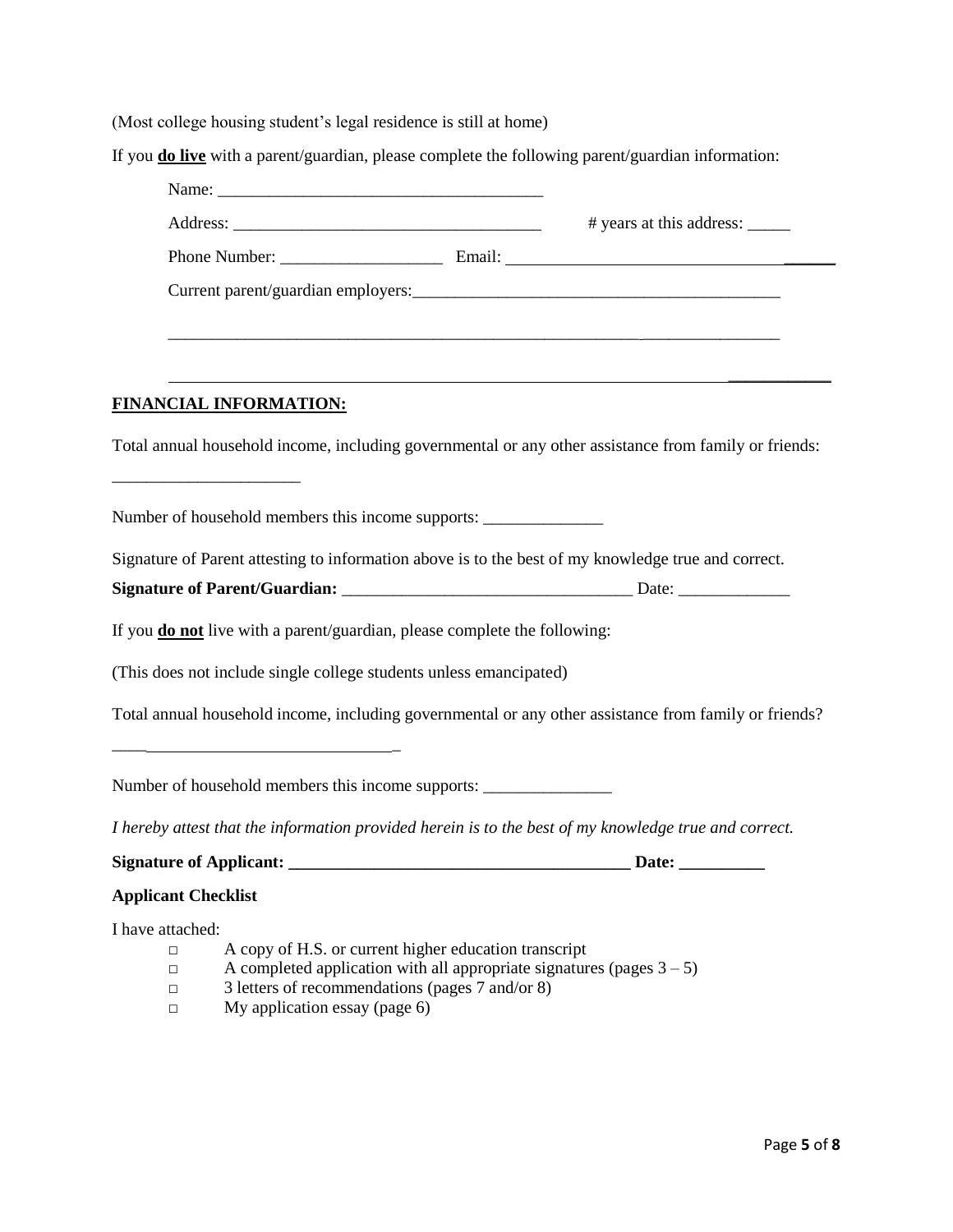(Most college housing student's legal residence is still at home)

If you **do live** with a parent/guardian, please complete the following parent/guardian information:

Name: ________________________________________

Address: _____________________________________ # years at this address: _____

Phone Number: ___________________ Email: ______________________________________

Current parent/guardian employers: _____________________________________________

______________________________________________________________________________

______________________________________________________________________________

**FINANCIAL INFORMATION:**

Total annual household income, including governmental or any other assistance from family or friends:

______________________

Number of household members this income supports: ______________

Signature of Parent attesting to information above is to the best of my knowledge true and correct.

**Signature of Parent/Guardian:** __________________________________ Date: _____________

If you **do not** live with a parent/guardian, please complete the following:

(This does not include single college students unless emancipated)

Total annual household income, including governmental or any other assistance from family or friends?

_________________________________

Number of household members this income supports: _______________

*I hereby attest that the information provided herein is to the best of my knowledge true and correct.*

**Signature of Applicant: _________________________________________ Date: __________**

**Applicant Checklist**

I have attached:

- □ A copy of H.S. or current higher education transcript
- □ A completed application with all appropriate signatures (pages 3 – 5)
- □ 3 letters of recommendations (pages 7 and/or 8)
- □ My application essay (page 6)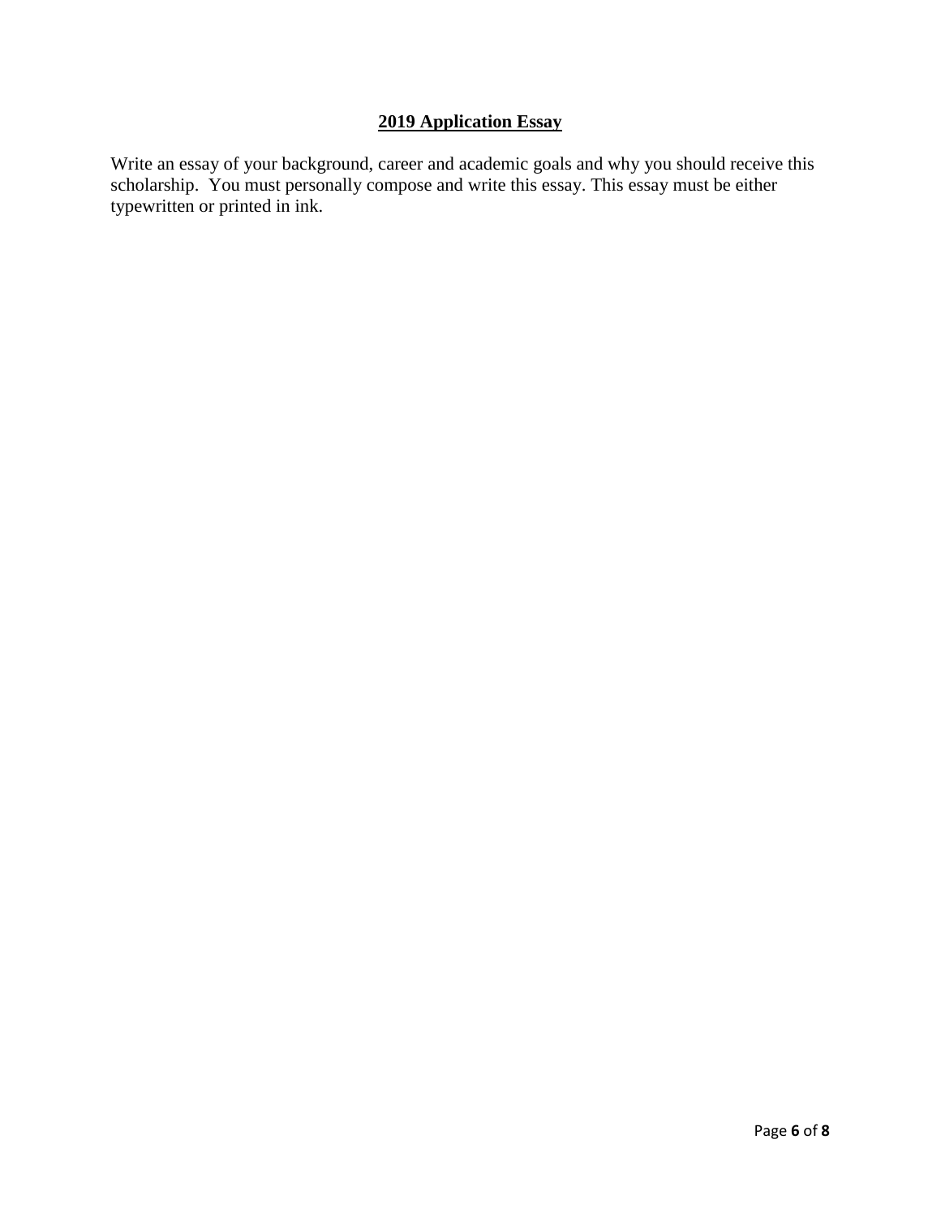## 2019 Application Essay

Write an essay of your background, career and academic goals and why you should receive this scholarship. You must personally compose and write this essay. This essay must be either typewritten or printed in ink.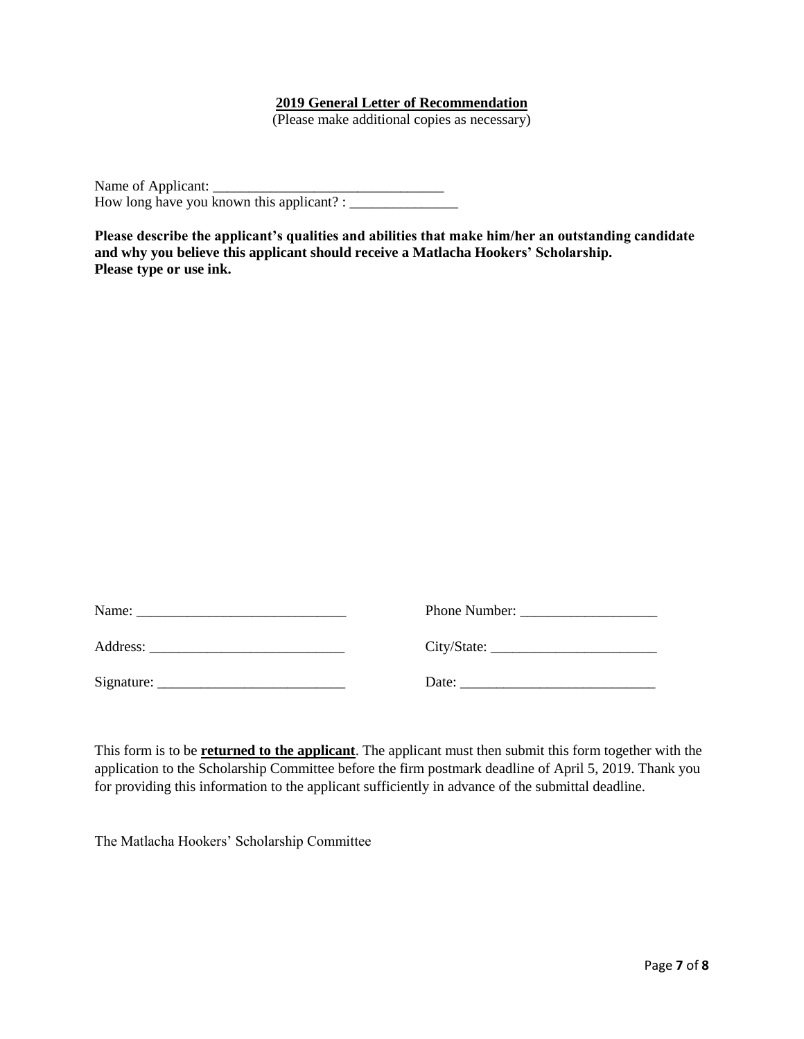**2019 General Letter of Recommendation**

(Please make additional copies as necessary)

Name of Applicant: ________________________________

How long have you known this applicant? : _______________

**Please describe the applicant's qualities and abilities that make him/her an outstanding candidate and why you believe this applicant should receive a Matlacha Hookers' Scholarship.**
**Please type or use ink.**

Name: _____________________________ Phone Number: ___________________

Address: ___________________________ City/State: _______________________

Signature: __________________________ Date: ___________________________

This form is to be **returned to the applicant**. The applicant must then submit this form together with the application to the Scholarship Committee before the firm postmark deadline of April 5, 2019. Thank you for providing this information to the applicant sufficiently in advance of the submittal deadline.

The Matlacha Hookers' Scholarship Committee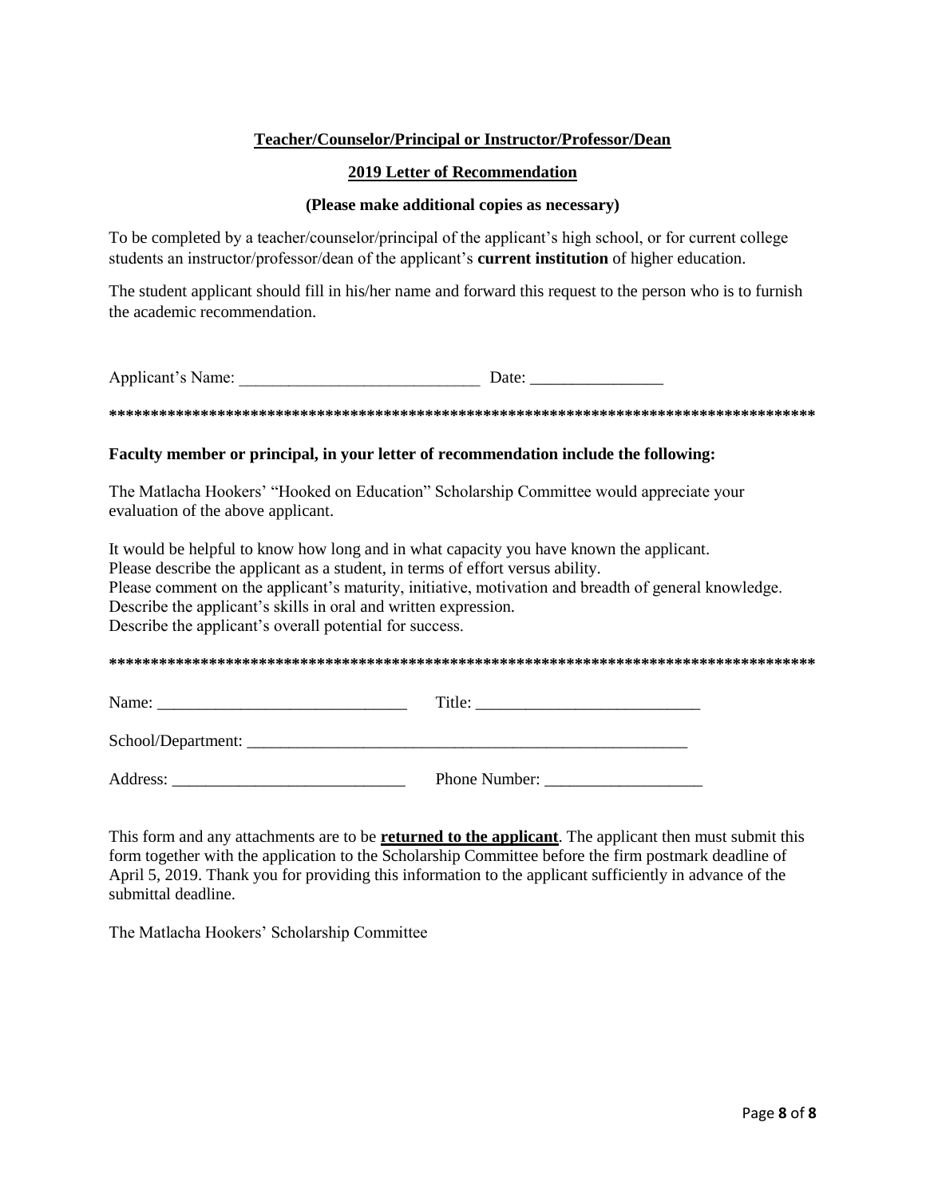**Teacher/Counselor/Principal or Instructor/Professor/Dean**

**2019 Letter of Recommendation**

**(Please make additional copies as necessary)**

To be completed by a teacher/counselor/principal of the applicant's high school, or for current college students an instructor/professor/dean of the applicant's **current institution** of higher education.

The student applicant should fill in his/her name and forward this request to the person who is to furnish the academic recommendation.

Applicant's Name: ____________________________ Date: ________________

**************************************************************************************

**Faculty member or principal, in your letter of recommendation include the following:**

The Matlacha Hookers' "Hooked on Education" Scholarship Committee would appreciate your evaluation of the above applicant.

It would be helpful to know how long and in what capacity you have known the applicant.
Please describe the applicant as a student, in terms of effort versus ability.
Please comment on the applicant's maturity, initiative, motivation and breadth of general knowledge.
Describe the applicant's skills in oral and written expression.
Describe the applicant's overall potential for success.

**************************************************************************************

Name: ______________________________ Title: ___________________________

School/Department: _______________________________________________________

Address: ____________________________ Phone Number: ___________________

This form and any attachments are to be **returned to the applicant**. The applicant then must submit this form together with the application to the Scholarship Committee before the firm postmark deadline of April 5, 2019. Thank you for providing this information to the applicant sufficiently in advance of the submittal deadline.

The Matlacha Hookers' Scholarship Committee